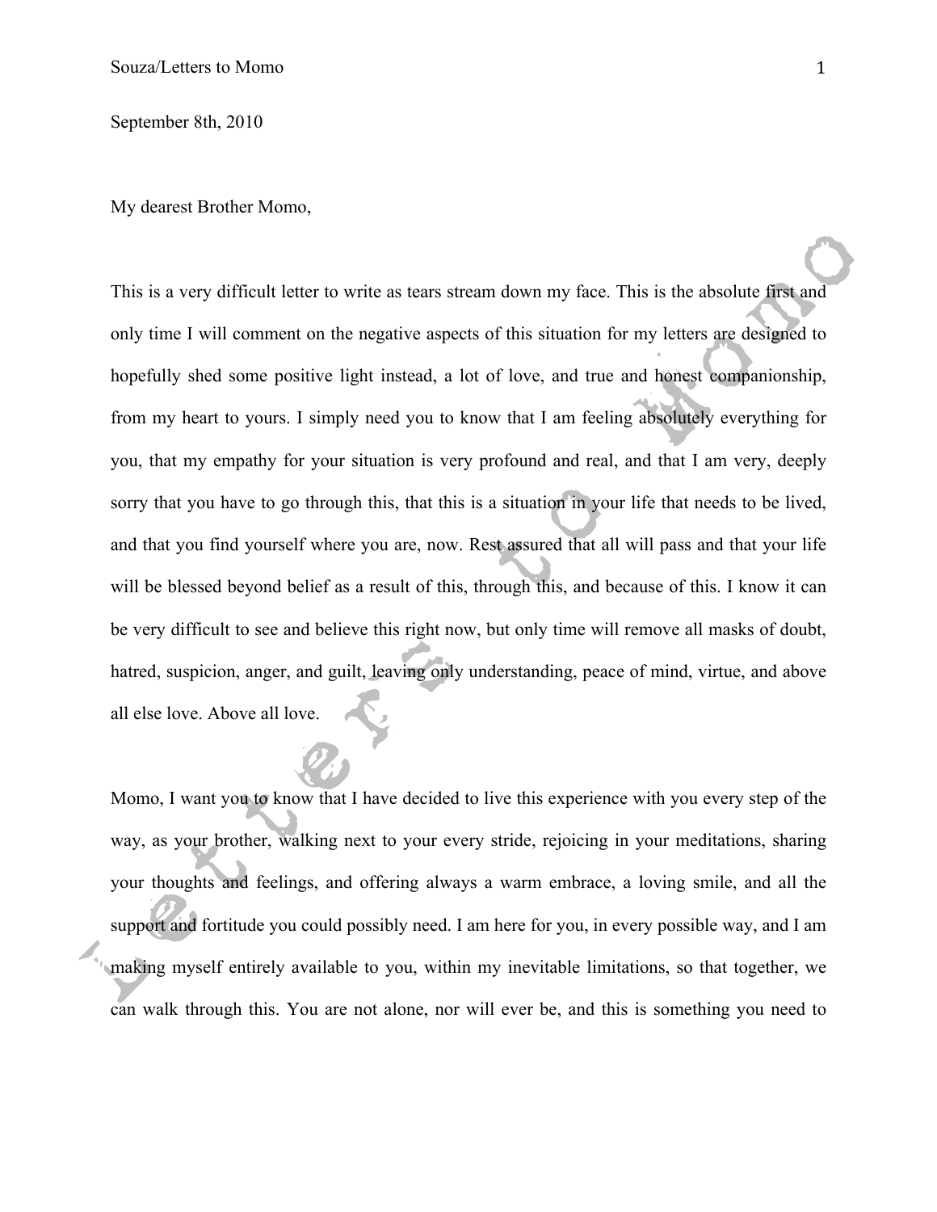September 8th, 2010

My dearest Brother Momo,

This is a very difficult letter to write as tears stream down my face. This is the absolute first and only time I will comment on the negative aspects of this situation for my letters are designed to hopefully shed some positive light instead, a lot of love, and true and honest companionship, from my heart to yours. I simply need you to know that I am feeling absolutely everything for you, that my empathy for your situation is very profound and real, and that I am very, deeply sorry that you have to go through this, that this is a situation in your life that needs to be lived, and that you find yourself where you are, now. Rest assured that all will pass and that your life will be blessed beyond belief as a result of this, through this, and because of this. I know it can be very difficult to see and believe this right now, but only time will remove all masks of doubt, hatred, suspicion, anger, and guilt, leaving only understanding, peace of mind, virtue, and above all else love. Above all love.

Momo, I want you to know that I have decided to live this experience with you every step of the way, as your brother, walking next to your every stride, rejoicing in your meditations, sharing your thoughts and feelings, and offering always a warm embrace, a loving smile, and all the support and fortitude you could possibly need. I am here for you, in every possible way, and I am making myself entirely available to you, within my inevitable limitations, so that together, we can walk through this. You are not alone, nor will ever be, and this is something you need to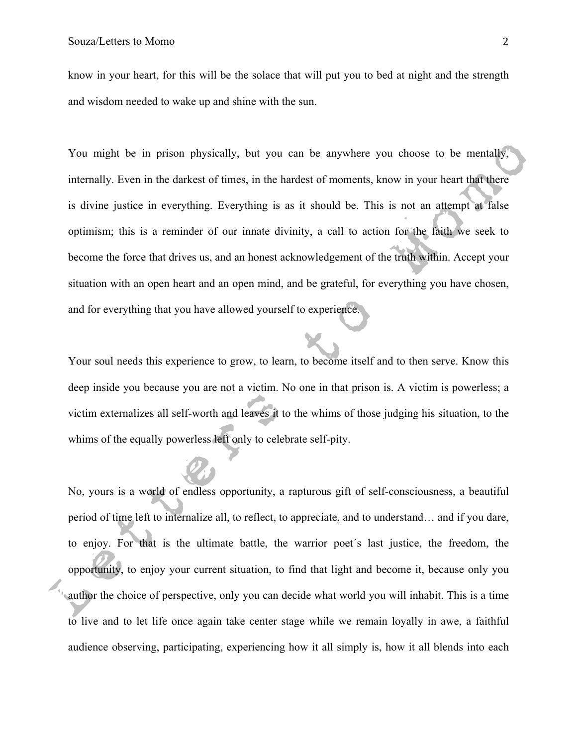know in your heart, for this will be the solace that will put you to bed at night and the strength and wisdom needed to wake up and shine with the sun.

You might be in prison physically, but you can be anywhere you choose to be mentally, internally. Even in the darkest of times, in the hardest of moments, know in your heart that there is divine justice in everything. Everything is as it should be. This is not an attempt at false optimism; this is a reminder of our innate divinity, a call to action for the faith we seek to become the force that drives us, and an honest acknowledgement of the truth within. Accept your situation with an open heart and an open mind, and be grateful, for everything you have chosen, and for everything that you have allowed yourself to experience.

Your soul needs this experience to grow, to learn, to become itself and to then serve. Know this deep inside you because you are not a victim. No one in that prison is. A victim is powerless; a victim externalizes all self-worth and leaves it to the whims of those judging his situation, to the whims of the equally powerless left only to celebrate self-pity.

No, yours is a world of endless opportunity, a rapturous gift of self-consciousness, a beautiful period of time left to internalize all, to reflect, to appreciate, and to understand… and if you dare, to enjoy. For that is the ultimate battle, the warrior poet´s last justice, the freedom, the opportunity, to enjoy your current situation, to find that light and become it, because only you author the choice of perspective, only you can decide what world you will inhabit. This is a time to live and to let life once again take center stage while we remain loyally in awe, a faithful audience observing, participating, experiencing how it all simply is, how it all blends into each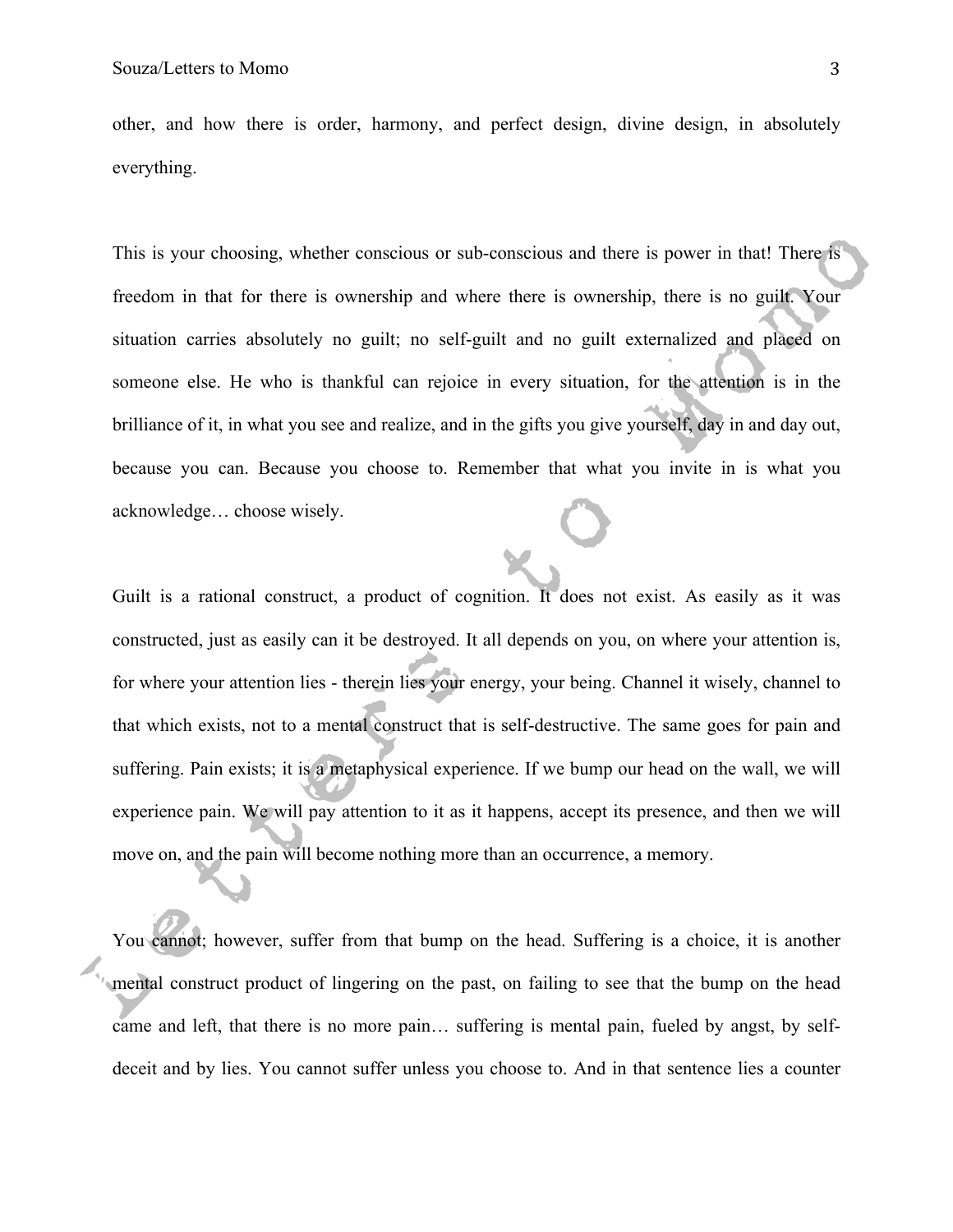other, and how there is order, harmony, and perfect design, divine design, in absolutely everything.

This is your choosing, whether conscious or sub-conscious and there is power in that! There is freedom in that for there is ownership and where there is ownership, there is no guilt. Your situation carries absolutely no guilt; no self-guilt and no guilt externalized and placed on someone else. He who is thankful can rejoice in every situation, for the attention is in the brilliance of it, in what you see and realize, and in the gifts you give yourself, day in and day out, because you can. Because you choose to. Remember that what you invite in is what you acknowledge… choose wisely.

Guilt is a rational construct, a product of cognition. It does not exist. As easily as it was constructed, just as easily can it be destroyed. It all depends on you, on where your attention is, for where your attention lies - therein lies your energy, your being. Channel it wisely, channel to that which exists, not to a mental construct that is self-destructive. The same goes for pain and suffering. Pain exists; it is a metaphysical experience. If we bump our head on the wall, we will experience pain. We will pay attention to it as it happens, accept its presence, and then we will move on, and the pain will become nothing more than an occurrence, a memory.

You cannot; however, suffer from that bump on the head. Suffering is a choice, it is another mental construct product of lingering on the past, on failing to see that the bump on the head came and left, that there is no more pain… suffering is mental pain, fueled by angst, by self-deceit and by lies. You cannot suffer unless you choose to. And in that sentence lies a counter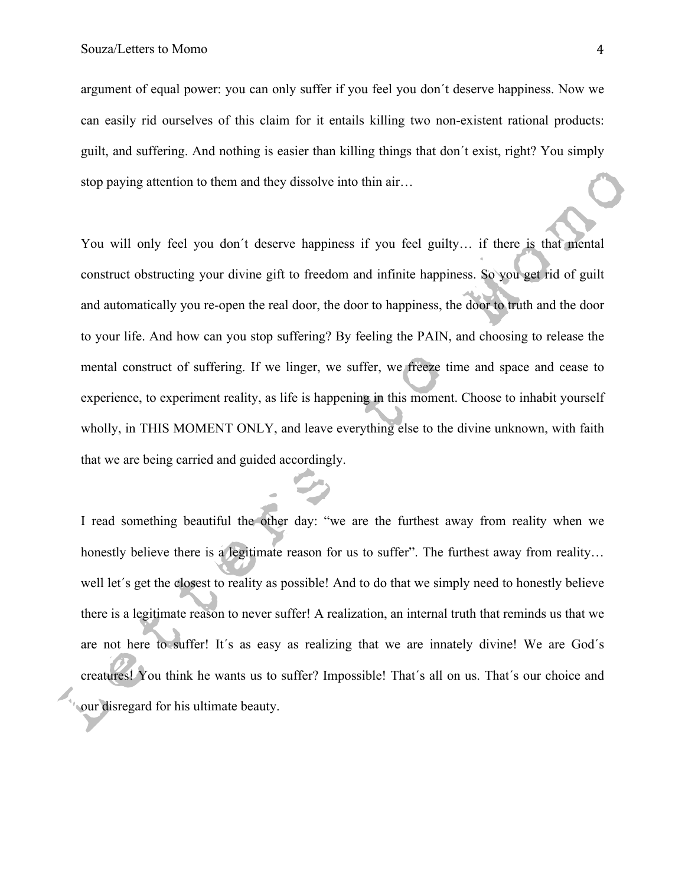argument of equal power: you can only suffer if you feel you don´t deserve happiness. Now we can easily rid ourselves of this claim for it entails killing two non-existent rational products: guilt, and suffering. And nothing is easier than killing things that don´t exist, right? You simply stop paying attention to them and they dissolve into thin air…

You will only feel you don´t deserve happiness if you feel guilty… if there is that mental construct obstructing your divine gift to freedom and infinite happiness. So you get rid of guilt and automatically you re-open the real door, the door to happiness, the door to truth and the door to your life. And how can you stop suffering? By feeling the PAIN, and choosing to release the mental construct of suffering. If we linger, we suffer, we freeze time and space and cease to experience, to experiment reality, as life is happening in this moment. Choose to inhabit yourself wholly, in THIS MOMENT ONLY, and leave everything else to the divine unknown, with faith that we are being carried and guided accordingly.

I read something beautiful the other day: "we are the furthest away from reality when we honestly believe there is a legitimate reason for us to suffer". The furthest away from reality… well let´s get the closest to reality as possible! And to do that we simply need to honestly believe there is a legitimate reason to never suffer! A realization, an internal truth that reminds us that we are not here to suffer! It´s as easy as realizing that we are innately divine! We are God´s creatures! You think he wants us to suffer? Impossible! That´s all on us. That´s our choice and our disregard for his ultimate beauty.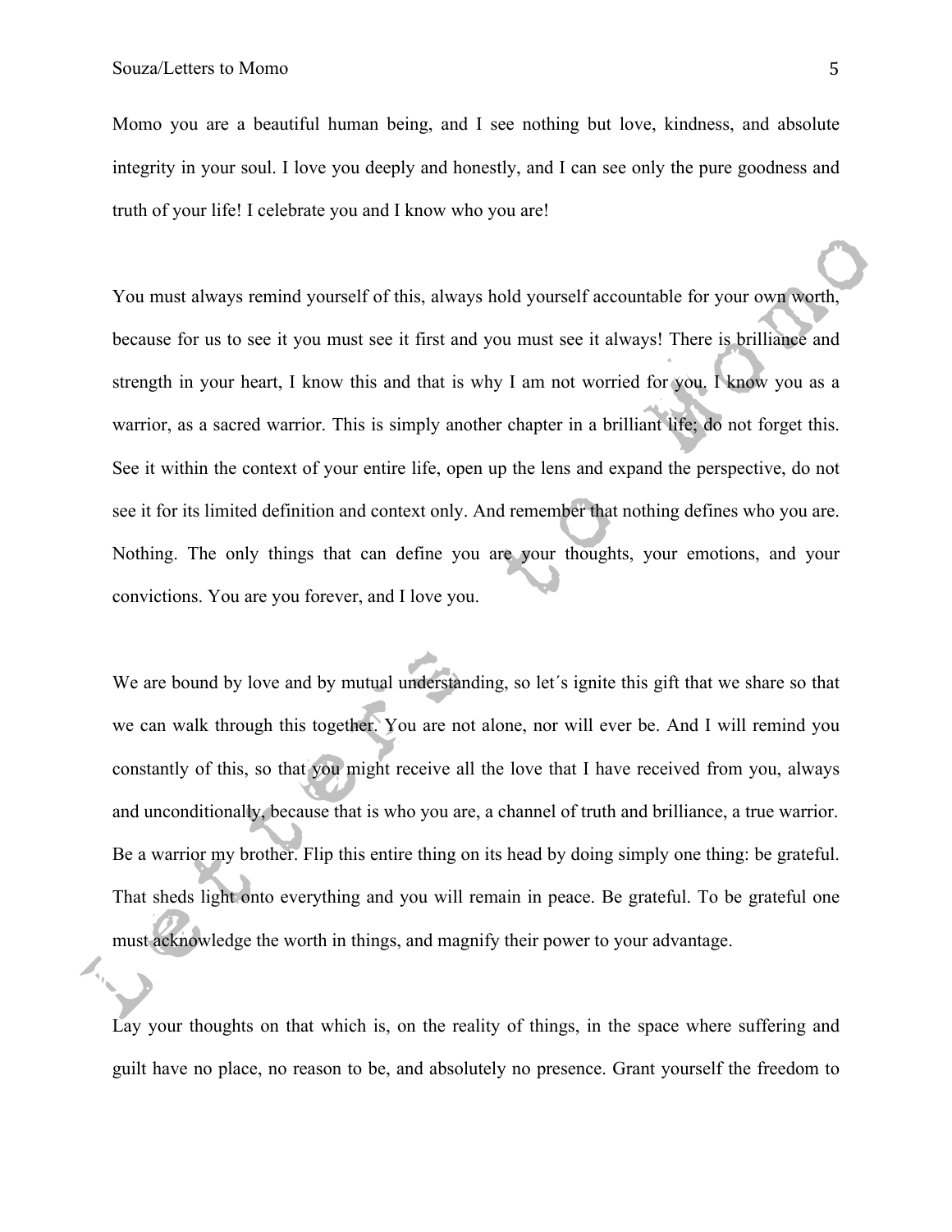Momo you are a beautiful human being, and I see nothing but love, kindness, and absolute integrity in your soul. I love you deeply and honestly, and I can see only the pure goodness and truth of your life! I celebrate you and I know who you are!

You must always remind yourself of this, always hold yourself accountable for your own worth, because for us to see it you must see it first and you must see it always! There is brilliance and strength in your heart, I know this and that is why I am not worried for you. I know you as a warrior, as a sacred warrior. This is simply another chapter in a brilliant life; do not forget this. See it within the context of your entire life, open up the lens and expand the perspective, do not see it for its limited definition and context only. And remember that nothing defines who you are. Nothing. The only things that can define you are your thoughts, your emotions, and your convictions. You are you forever, and I love you.

We are bound by love and by mutual understanding, so let´s ignite this gift that we share so that we can walk through this together. You are not alone, nor will ever be. And I will remind you constantly of this, so that you might receive all the love that I have received from you, always and unconditionally, because that is who you are, a channel of truth and brilliance, a true warrior. Be a warrior my brother. Flip this entire thing on its head by doing simply one thing: be grateful. That sheds light onto everything and you will remain in peace. Be grateful. To be grateful one must acknowledge the worth in things, and magnify their power to your advantage.

Lay your thoughts on that which is, on the reality of things, in the space where suffering and guilt have no place, no reason to be, and absolutely no presence. Grant yourself the freedom to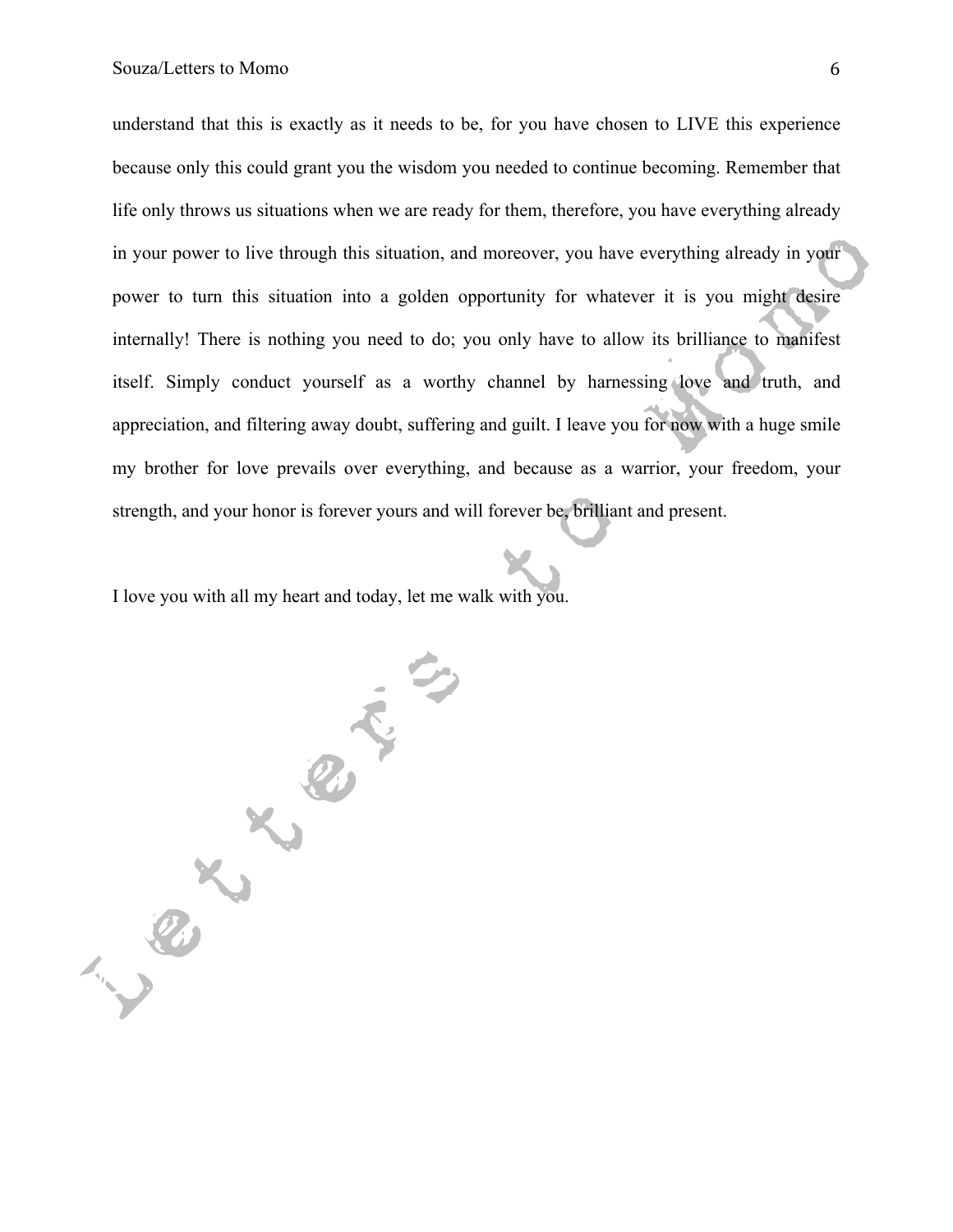understand that this is exactly as it needs to be, for you have chosen to LIVE this experience because only this could grant you the wisdom you needed to continue becoming. Remember that life only throws us situations when we are ready for them, therefore, you have everything already in your power to live through this situation, and moreover, you have everything already in your power to turn this situation into a golden opportunity for whatever it is you might desire internally! There is nothing you need to do; you only have to allow its brilliance to manifest itself. Simply conduct yourself as a worthy channel by harnessing love and truth, and appreciation, and filtering away doubt, suffering and guilt. I leave you for now with a huge smile my brother for love prevails over everything, and because as a warrior, your freedom, your strength, and your honor is forever yours and will forever be, brilliant and present.

I love you with all my heart and today, let me walk with you.